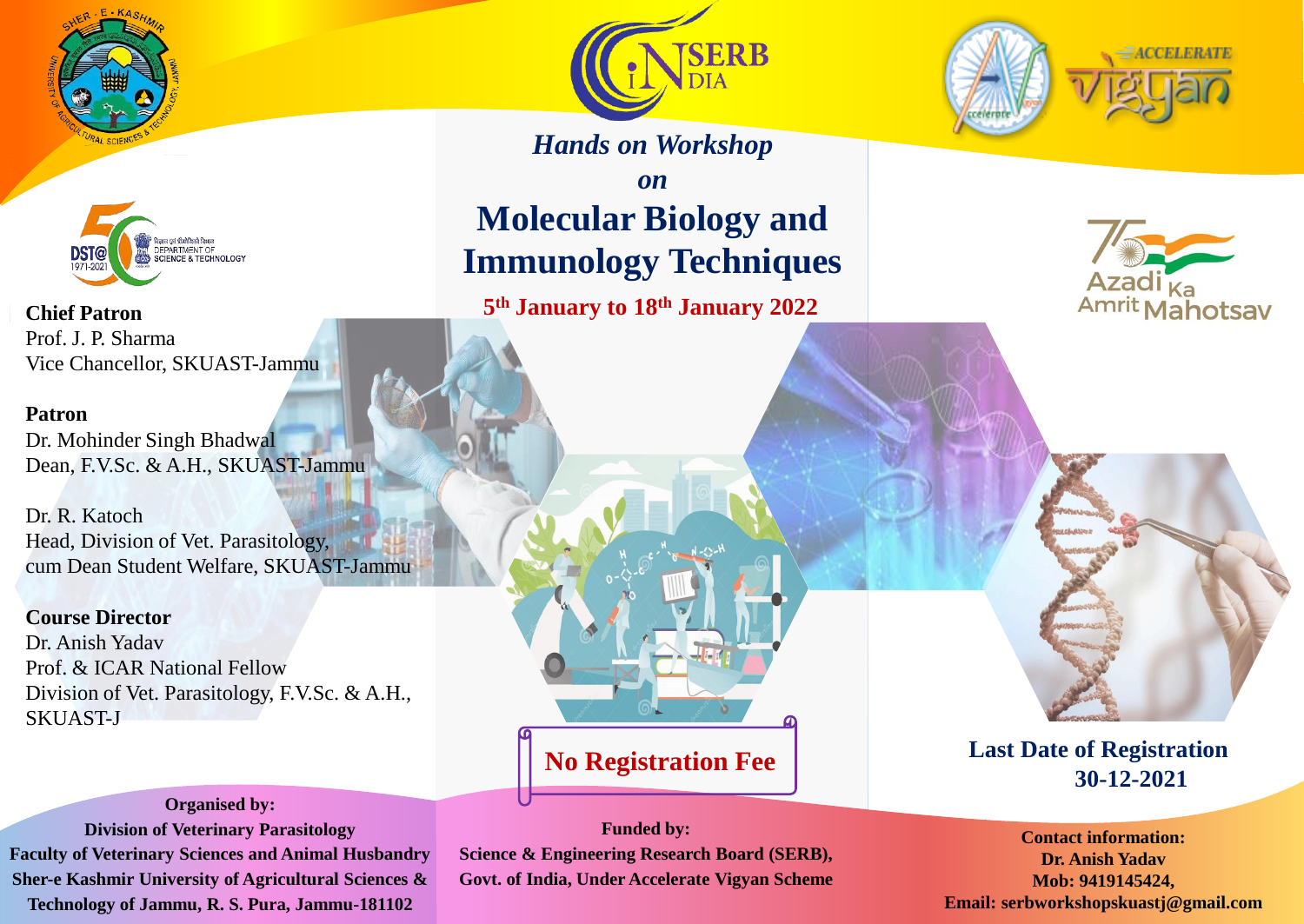*Hands on Workshop*

*on*

# Molecular Biology and Immunology Techniques

**5th January to 18th January 2022**

**Chief Patron**
Prof. J. P. Sharma
Vice Chancellor, SKUAST-Jammu

**Patron**
Dr. Mohinder Singh Bhadwal
Dean, F.V.Sc. & A.H., SKUAST-Jammu

Dr. R. Katoch
Head, Division of Vet. Parasitology,
cum Dean Student Welfare, SKUAST-Jammu

**Course Director**
Dr. Anish Yadav
Prof. & ICAR National Fellow
Division of Vet. Parasitology, F.V.Sc. & A.H.,
SKUAST-J

**No Registration Fee**

**Last Date of Registration**
**30-12-2021**

**Organised by:**
**Division of Veterinary Parasitology**
**Faculty of Veterinary Sciences and Animal Husbandry**
**Sher-e Kashmir University of Agricultural Sciences & Technology of Jammu, R. S. Pura, Jammu-181102**

**Funded by:**
**Science & Engineering Research Board (SERB), Govt. of India, Under Accelerate Vigyan Scheme**

**Contact information:**
**Dr. Anish Yadav**
**Mob: 9419145424,**
**Email: serbworkshopskuastj@gmail.com**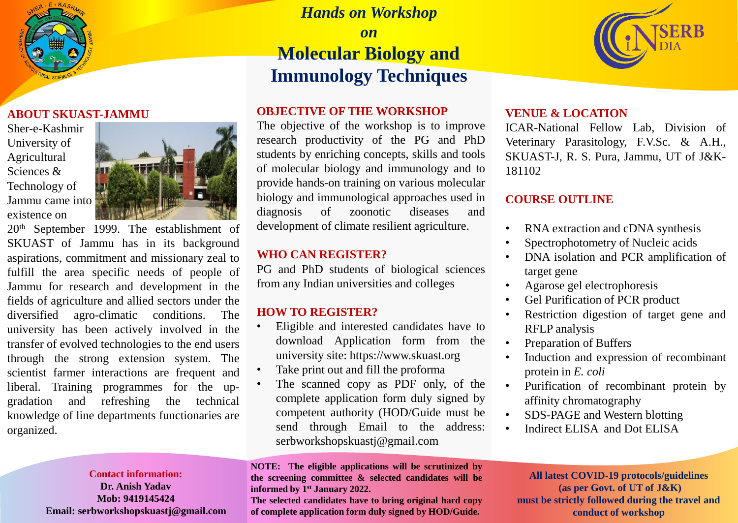# *Hands on Workshop*

### *on*

# Molecular Biology and Immunology Techniques

## ABOUT SKUAST-JAMMU

Sher-e-Kashmir University of Agricultural Sciences & Technology of Jammu came into existence on 20th September 1999. The establishment of SKUAST of Jammu has in its background aspirations, commitment and missionary zeal to fulfill the area specific needs of people of Jammu for research and development in the fields of agriculture and allied sectors under the diversified agro-climatic conditions. The university has been actively involved in the transfer of evolved technologies to the end users through the strong extension system. The scientist farmer interactions are frequent and liberal. Training programmes for the up-gradation and refreshing the technical knowledge of line departments functionaries are organized.

## OBJECTIVE OF THE WORKSHOP

The objective of the workshop is to improve research productivity of the PG and PhD students by enriching concepts, skills and tools of molecular biology and immunology and to provide hands-on training on various molecular biology and immunological approaches used in diagnosis of zoonotic diseases and development of climate resilient agriculture.

## WHO CAN REGISTER?

PG and PhD students of biological sciences from any Indian universities and colleges

## HOW TO REGISTER?

- Eligible and interested candidates have to download Application form from the university site: https://www.skuast.org
- Take print out and fill the proforma
- The scanned copy as PDF only, of the complete application form duly signed by competent authority (HOD/Guide must be send through Email to the address: serbworkshopskuastj@gmail.com

## VENUE & LOCATION

ICAR-National Fellow Lab, Division of Veterinary Parasitology, F.V.Sc. & A.H., SKUAST-J, R. S. Pura, Jammu, UT of J&K-181102

## COURSE OUTLINE

- RNA extraction and cDNA synthesis
- Spectrophotometry of Nucleic acids
- DNA isolation and PCR amplification of target gene
- Agarose gel electrophoresis
- Gel Purification of PCR product
- Restriction digestion of target gene and RFLP analysis
- Preparation of Buffers
- Induction and expression of recombinant protein in *E. coli*
- Purification of recombinant protein by affinity chromatography
- SDS-PAGE and Western blotting
- Indirect ELISA and Dot ELISA

**Contact information:**
**Dr. Anish Yadav**
**Mob: 9419145424**
**Email: serbworkshopskuastj@gmail.com**

**NOTE: The eligible applications will be scrutinized by the screening committee & selected candidates will be informed by 1st January 2022.**
**The selected candidates have to bring original hard copy of complete application form duly signed by HOD/Guide.**

**All latest COVID-19 protocols/guidelines (as per Govt. of UT of J&K) must be strictly followed during the travel and conduct of workshop**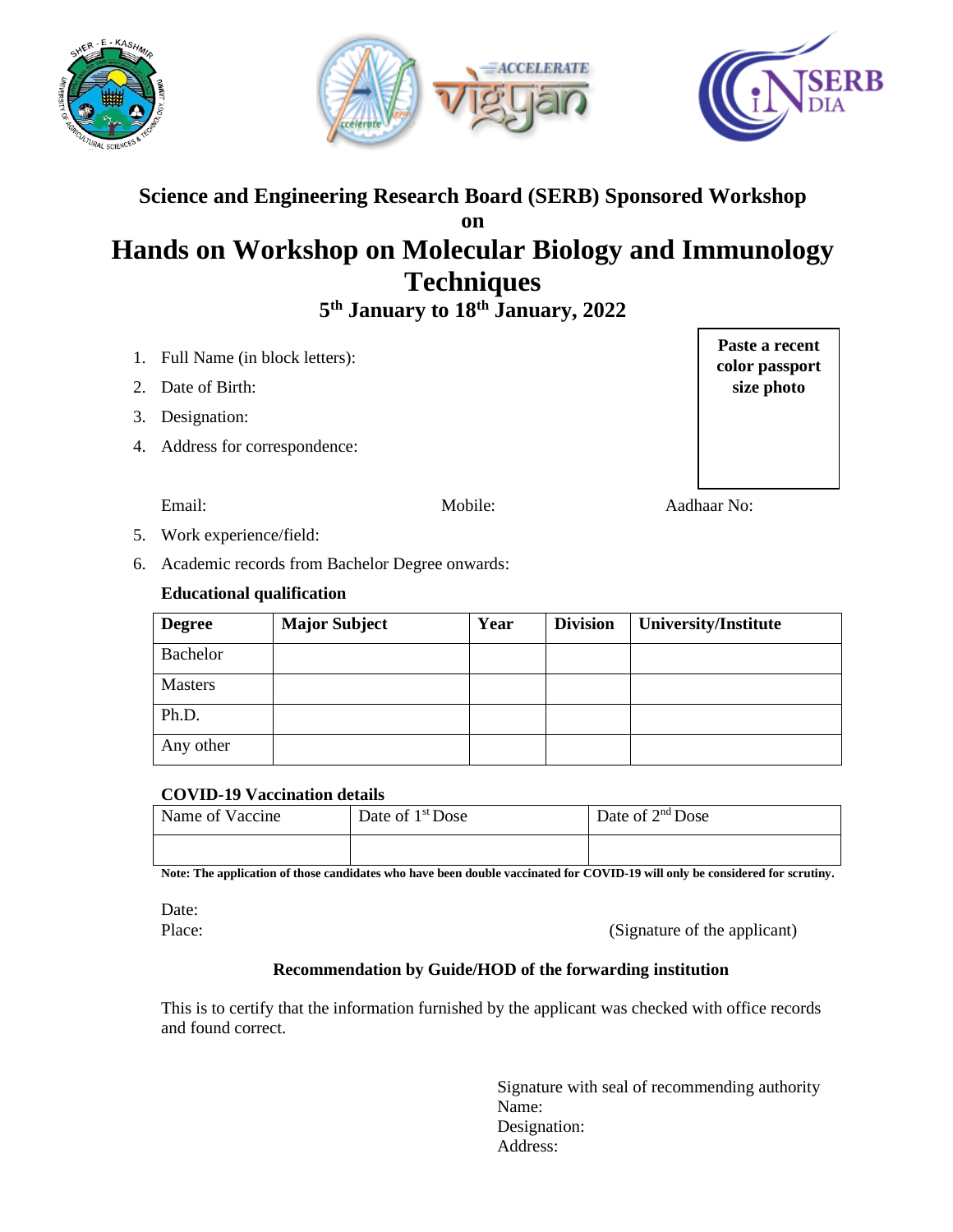**Science and Engineering Research Board (SERB) Sponsored Workshop**

**on**

# Hands on Workshop on Molecular Biology and Immunology Techniques

## 5th January to 18th January, 2022

**Paste a recent color passport size photo**

1. Full Name (in block letters):
2. Date of Birth:
3. Designation:
4. Address for correspondence:

   Email: Mobile: Aadhaar No:

5. Work experience/field:
6. Academic records from Bachelor Degree onwards:

**Educational qualification**

| Degree | Major Subject | Year | Division | University/Institute |
|---|---|---|---|---|
| Bachelor | | | | |
| Masters | | | | |
| Ph.D. | | | | |
| Any other | | | | |

**COVID-19 Vaccination details**

| Name of Vaccine | Date of 1st Dose | Date of 2nd Dose |
|---|---|---|
| | | |

**Note: The application of those candidates who have been double vaccinated for COVID-19 will only be considered for scrutiny.**

Date:

Place: (Signature of the applicant)

**Recommendation by Guide/HOD of the forwarding institution**

This is to certify that the information furnished by the applicant was checked with office records and found correct.

Signature with seal of recommending authority

Name:

Designation:

Address: